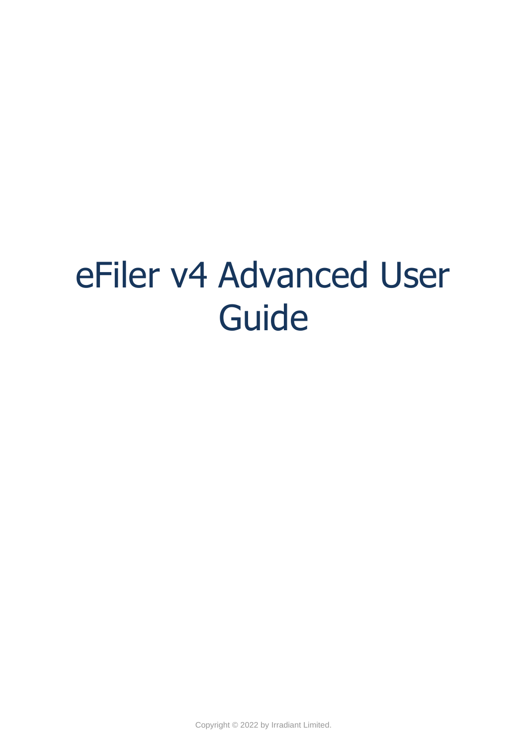# eFiler v4 Advanced User Guide

Copyright © 2022 by Irradiant Limited.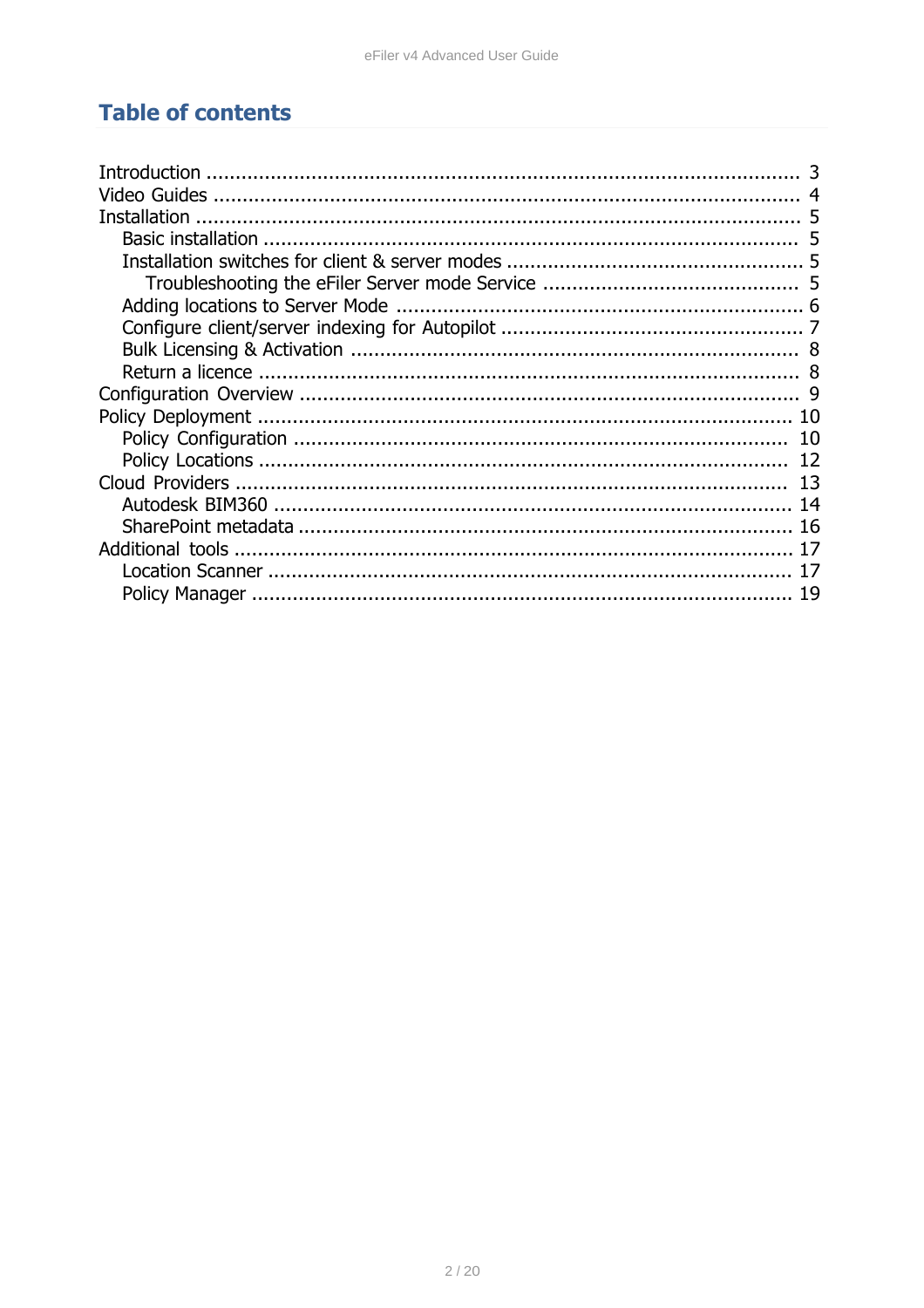# Table of contents

- Introduction ........................................................................................... 3
- Video Guides .......................................................................................... 4
- Installation ............................................................................................ 5
  - Basic installation ................................................................................ 5
  - Installation switches for client & server modes .................................... 5
    - Troubleshooting the eFiler Server mode Service ................................ 5
  - Adding locations to Server Mode ........................................................ 6
  - Configure client/server indexing for Autopilot ....................................... 7
  - Bulk Licensing & Activation ................................................................ 8
  - Return a licence ................................................................................. 8
- Configuration Overview ........................................................................... 9
- Policy Deployment ................................................................................ 10
  - Policy Configuration .......................................................................... 10
  - Policy Locations ................................................................................ 12
- Cloud Providers .................................................................................... 13
  - Autodesk BIM360 .............................................................................. 14
  - SharePoint metadata ......................................................................... 16
- Additional tools .................................................................................... 17
  - Location Scanner .............................................................................. 17
  - Policy Manager ................................................................................. 19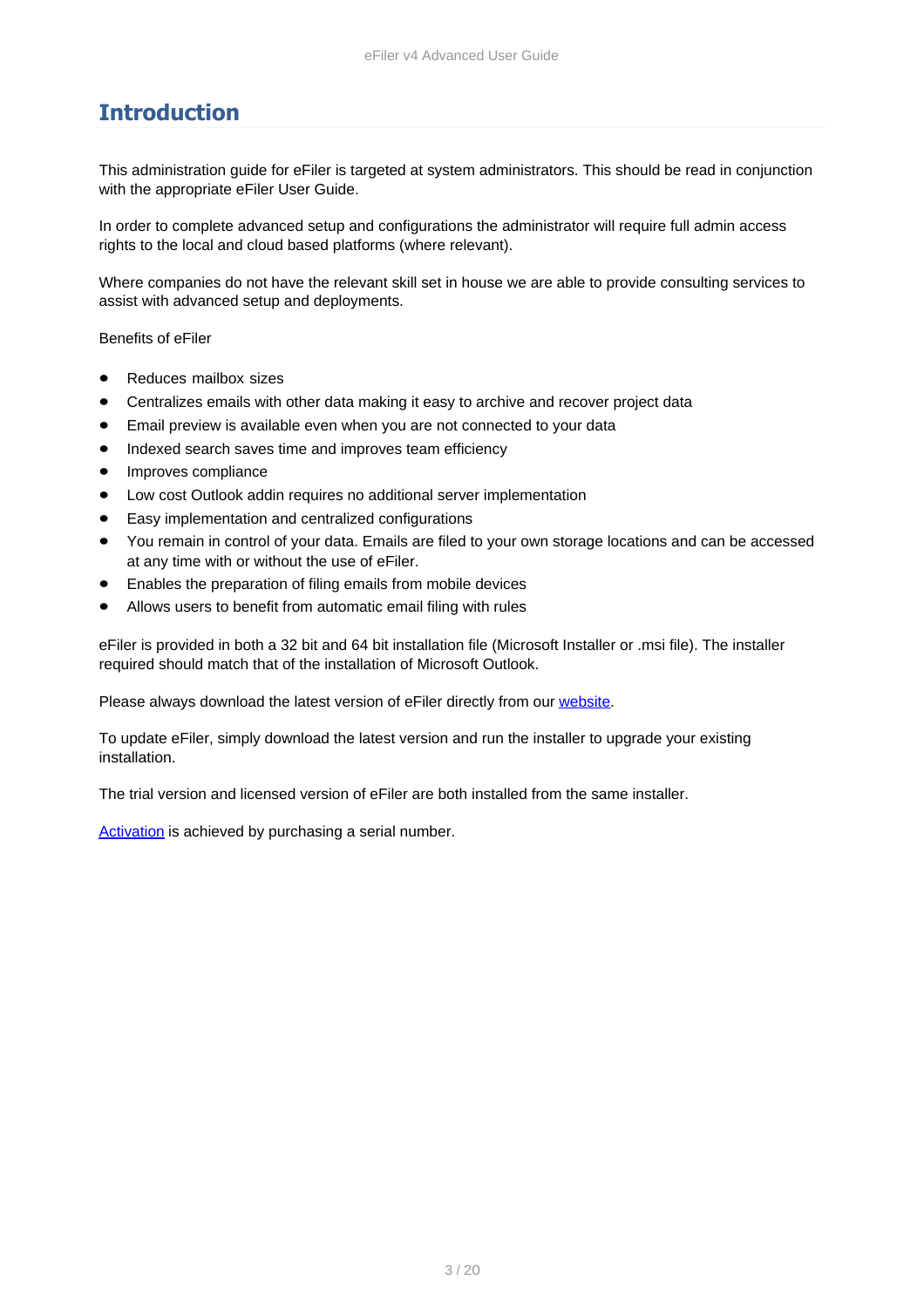# Introduction

This administration guide for eFiler is targeted at system administrators. This should be read in conjunction with the appropriate eFiler User Guide.

In order to complete advanced setup and configurations the administrator will require full admin access rights to the local and cloud based platforms (where relevant).

Where companies do not have the relevant skill set in house we are able to provide consulting services to assist with advanced setup and deployments.

Benefits of eFiler

- Reduces mailbox sizes
- Centralizes emails with other data making it easy to archive and recover project data
- Email preview is available even when you are not connected to your data
- Indexed search saves time and improves team efficiency
- Improves compliance
- Low cost Outlook addin requires no additional server implementation
- Easy implementation and centralized configurations
- You remain in control of your data. Emails are filed to your own storage locations and can be accessed at any time with or without the use of eFiler.
- Enables the preparation of filing emails from mobile devices
- Allows users to benefit from automatic email filing with rules

eFiler is provided in both a 32 bit and 64 bit installation file (Microsoft Installer or .msi file). The installer required should match that of the installation of Microsoft Outlook.

Please always download the latest version of eFiler directly from our website.

To update eFiler, simply download the latest version and run the installer to upgrade your existing installation.

The trial version and licensed version of eFiler are both installed from the same installer.

Activation is achieved by purchasing a serial number.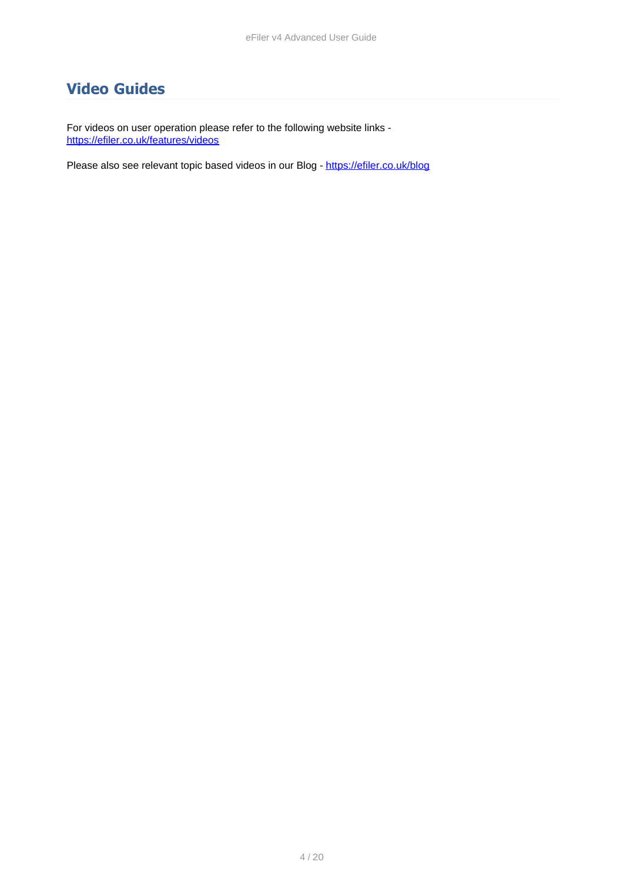# Video Guides

For videos on user operation please refer to the following website links - https://efiler.co.uk/features/videos

Please also see relevant topic based videos in our Blog - https://efiler.co.uk/blog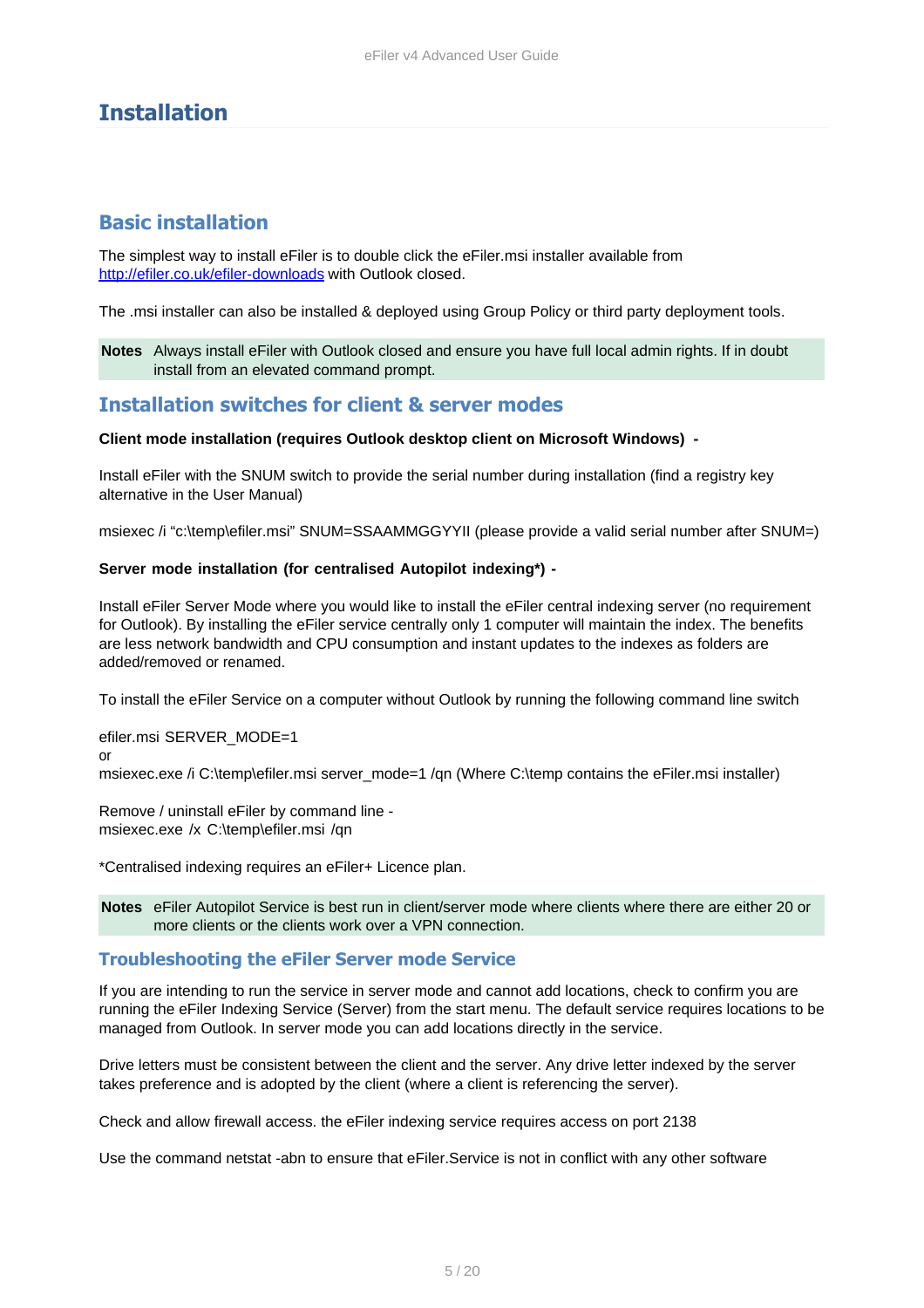# Installation

## Basic installation

The simplest way to install eFiler is to double click the eFiler.msi installer available from [http://efiler.co.uk/efiler-downloads](http://efiler.co.uk/efiler-downloads) with Outlook closed.

The .msi installer can also be installed & deployed using Group Policy or third party deployment tools.

| **Notes** | Always install eFiler with Outlook closed and ensure you have full local admin rights. If in doubt install from an elevated command prompt. |
|---|---|

## Installation switches for client & server modes

**Client mode installation (requires Outlook desktop client on Microsoft Windows) -**

Install eFiler with the SNUM switch to provide the serial number during installation (find a registry key alternative in the User Manual)

msiexec /i “c:\temp\efiler.msi” SNUM=SSAAMMGGYYII (please provide a valid serial number after SNUM=)

**Server mode installation (for centralised Autopilot indexing*) -**

Install eFiler Server Mode where you would like to install the eFiler central indexing server (no requirement for Outlook). By installing the eFiler service centrally only 1 computer will maintain the index. The benefits are less network bandwidth and CPU consumption and instant updates to the indexes as folders are added/removed or renamed.

To install the eFiler Service on a computer without Outlook by running the following command line switch

efiler.msi SERVER_MODE=1
or
msiexec.exe /i C:\temp\efiler.msi server_mode=1 /qn (Where C:\temp contains the eFiler.msi installer)

Remove / uninstall eFiler by command line -
msiexec.exe /x C:\temp\efiler.msi /qn

*Centralised indexing requires an eFiler+ Licence plan.

| **Notes** | eFiler Autopilot Service is best run in client/server mode where clients where there are either 20 or more clients or the clients work over a VPN connection. |
|---|---|

### Troubleshooting the eFiler Server mode Service

If you are intending to run the service in server mode and cannot add locations, check to confirm you are running the eFiler Indexing Service (Server) from the start menu. The default service requires locations to be managed from Outlook. In server mode you can add locations directly in the service.

Drive letters must be consistent between the client and the server. Any drive letter indexed by the server takes preference and is adopted by the client (where a client is referencing the server).

Check and allow firewall access. the eFiler indexing service requires access on port 2138

Use the command netstat -abn to ensure that eFiler.Service is not in conflict with any other software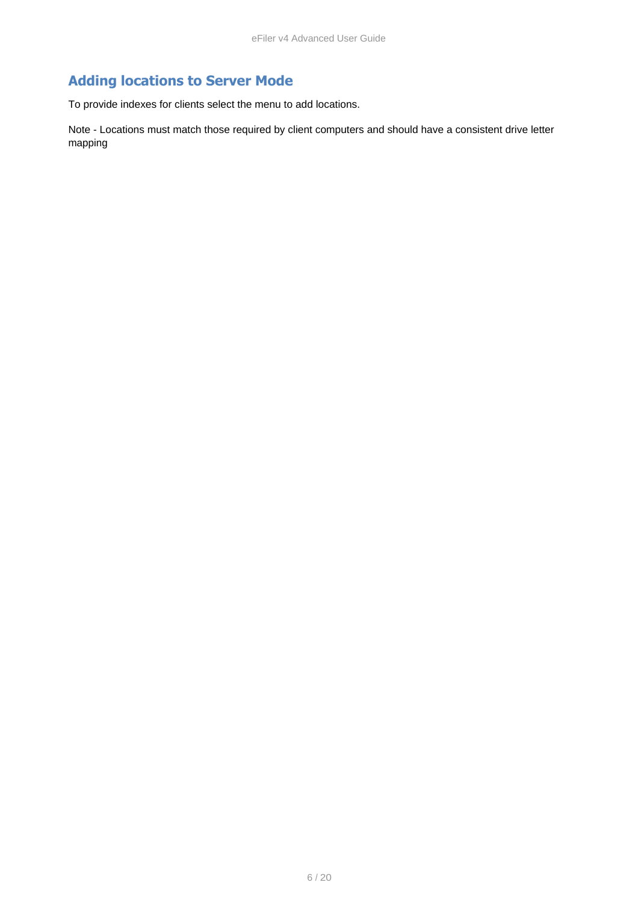## Adding locations to Server Mode

To provide indexes for clients select the menu to add locations.

Note - Locations must match those required by client computers and should have a consistent drive letter mapping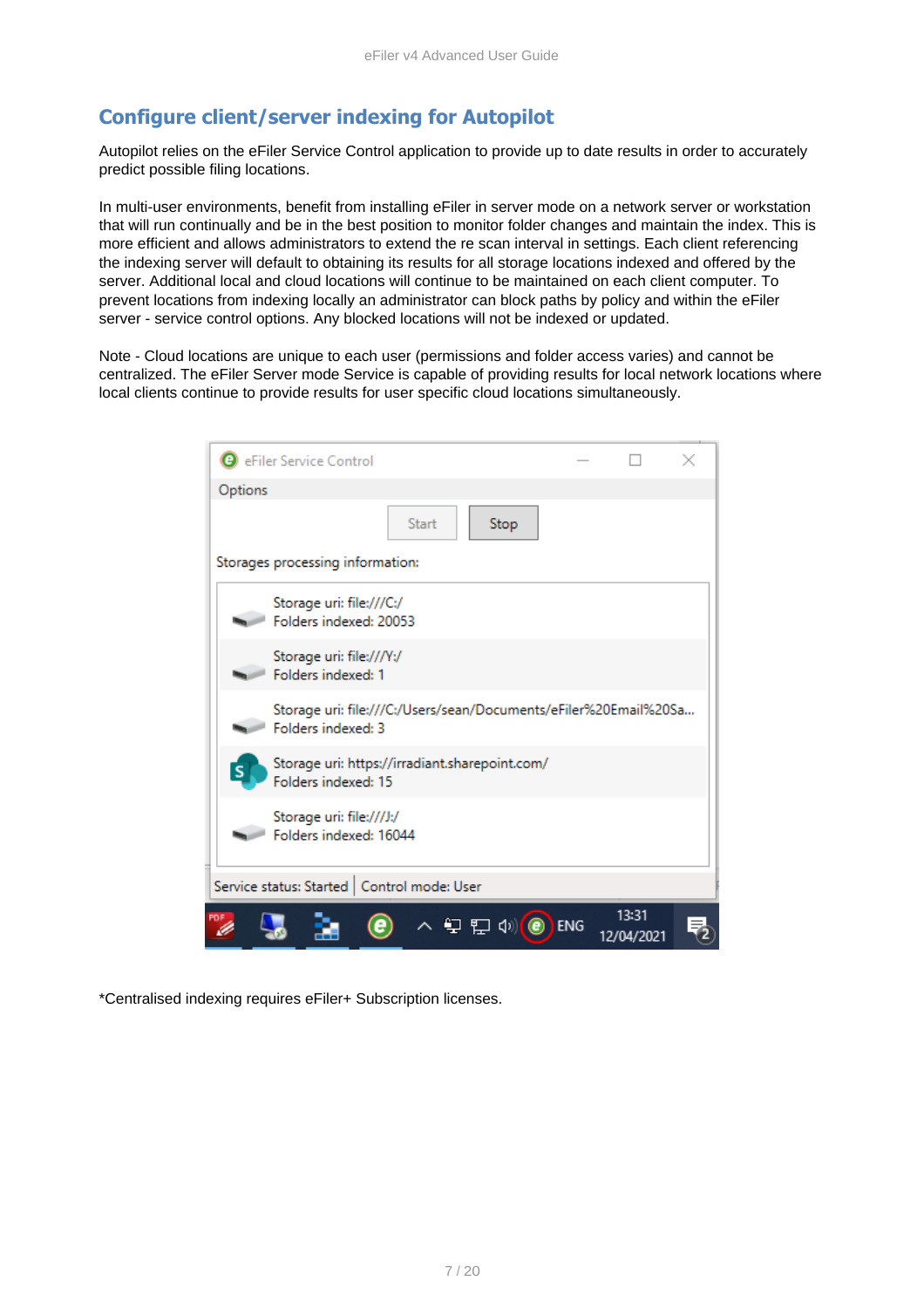## Configure client/server indexing for Autopilot

Autopilot relies on the eFiler Service Control application to provide up to date results in order to accurately predict possible filing locations.

In multi-user environments, benefit from installing eFiler in server mode on a network server or workstation that will run continually and be in the best position to monitor folder changes and maintain the index. This is more efficient and allows administrators to extend the re scan interval in settings. Each client referencing the indexing server will default to obtaining its results for all storage locations indexed and offered by the server. Additional local and cloud locations will continue to be maintained on each client computer. To prevent locations from indexing locally an administrator can block paths by policy and within the eFiler server - service control options. Any blocked locations will not be indexed or updated.

Note - Cloud locations are unique to each user (permissions and folder access varies) and cannot be centralized. The eFiler Server mode Service is capable of providing results for local network locations where local clients continue to provide results for user specific cloud locations simultaneously.

*Centralised indexing requires eFiler+ Subscription licenses.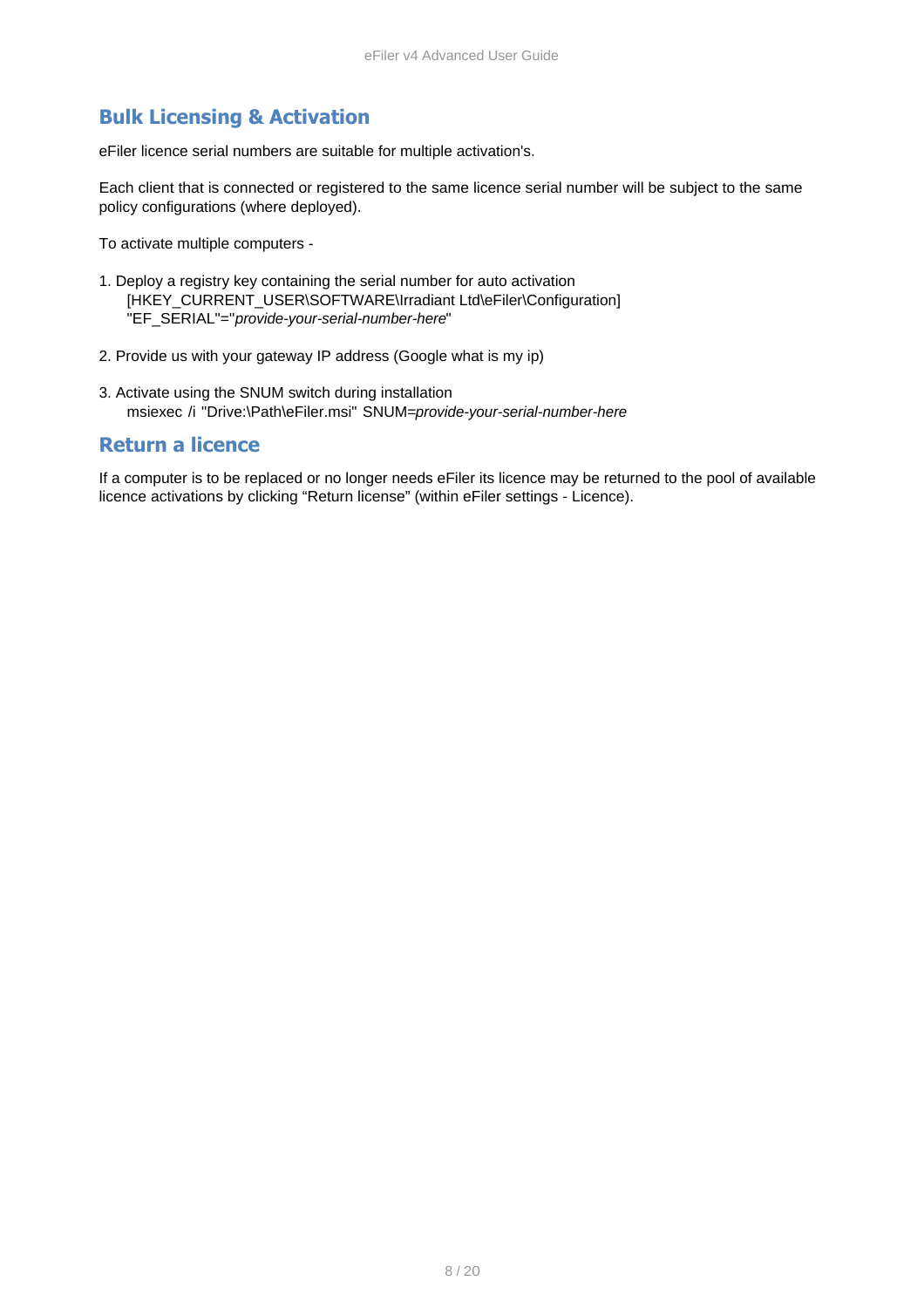## Bulk Licensing & Activation

eFiler licence serial numbers are suitable for multiple activation's.

Each client that is connected or registered to the same licence serial number will be subject to the same policy configurations (where deployed).

To activate multiple computers -

1. Deploy a registry key containing the serial number for auto activation
   [HKEY_CURRENT_USER\SOFTWARE\Irradiant Ltd\eFiler\Configuration]
   "EF_SERIAL"="*provide-your-serial-number-here*"

2. Provide us with your gateway IP address (Google what is my ip)

3. Activate using the SNUM switch during installation
   msiexec /i "Drive:\Path\eFiler.msi" SNUM=*provide-your-serial-number-here*

## Return a licence

If a computer is to be replaced or no longer needs eFiler its licence may be returned to the pool of available licence activations by clicking “Return license” (within eFiler settings - Licence).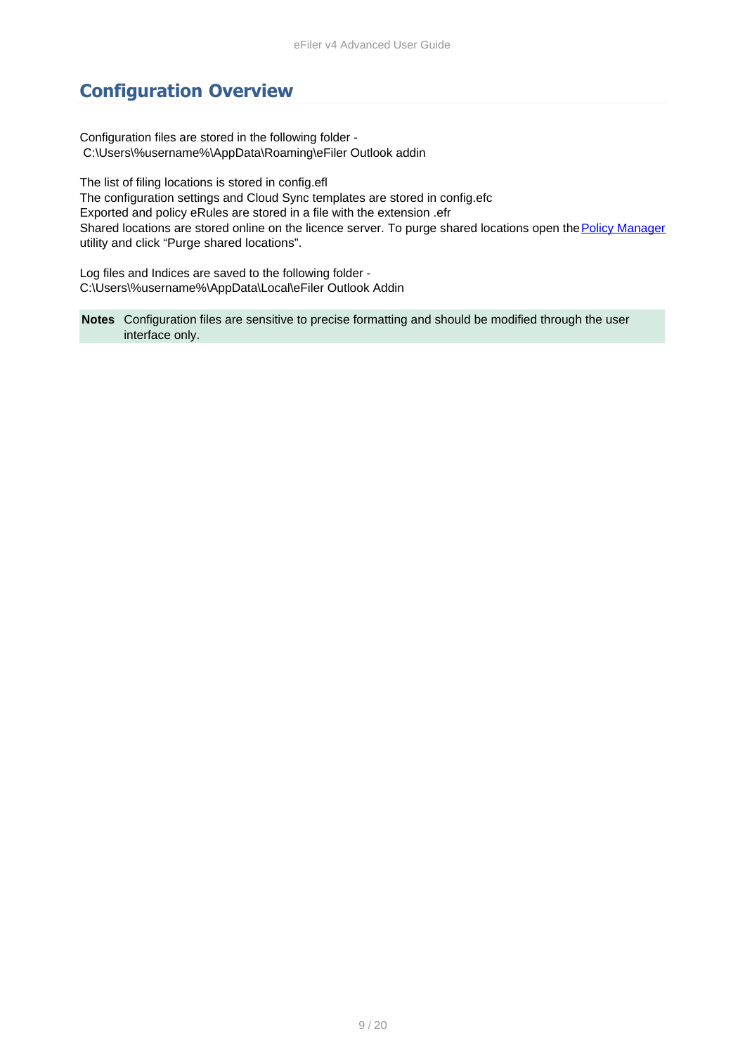# Configuration Overview

Configuration files are stored in the following folder -
C:\Users\%username%\AppData\Roaming\eFiler Outlook addin

The list of filing locations is stored in config.efl
The configuration settings and Cloud Sync templates are stored in config.efc
Exported and policy eRules are stored in a file with the extension .efr
Shared locations are stored online on the licence server. To purge shared locations open the Policy Manager utility and click "Purge shared locations".

Log files and Indices are saved to the following folder -
C:\Users\%username%\AppData\Local\eFiler Outlook Addin

| **Notes** | Configuration files are sensitive to precise formatting and should be modified through the user interface only. |
| --- | --- |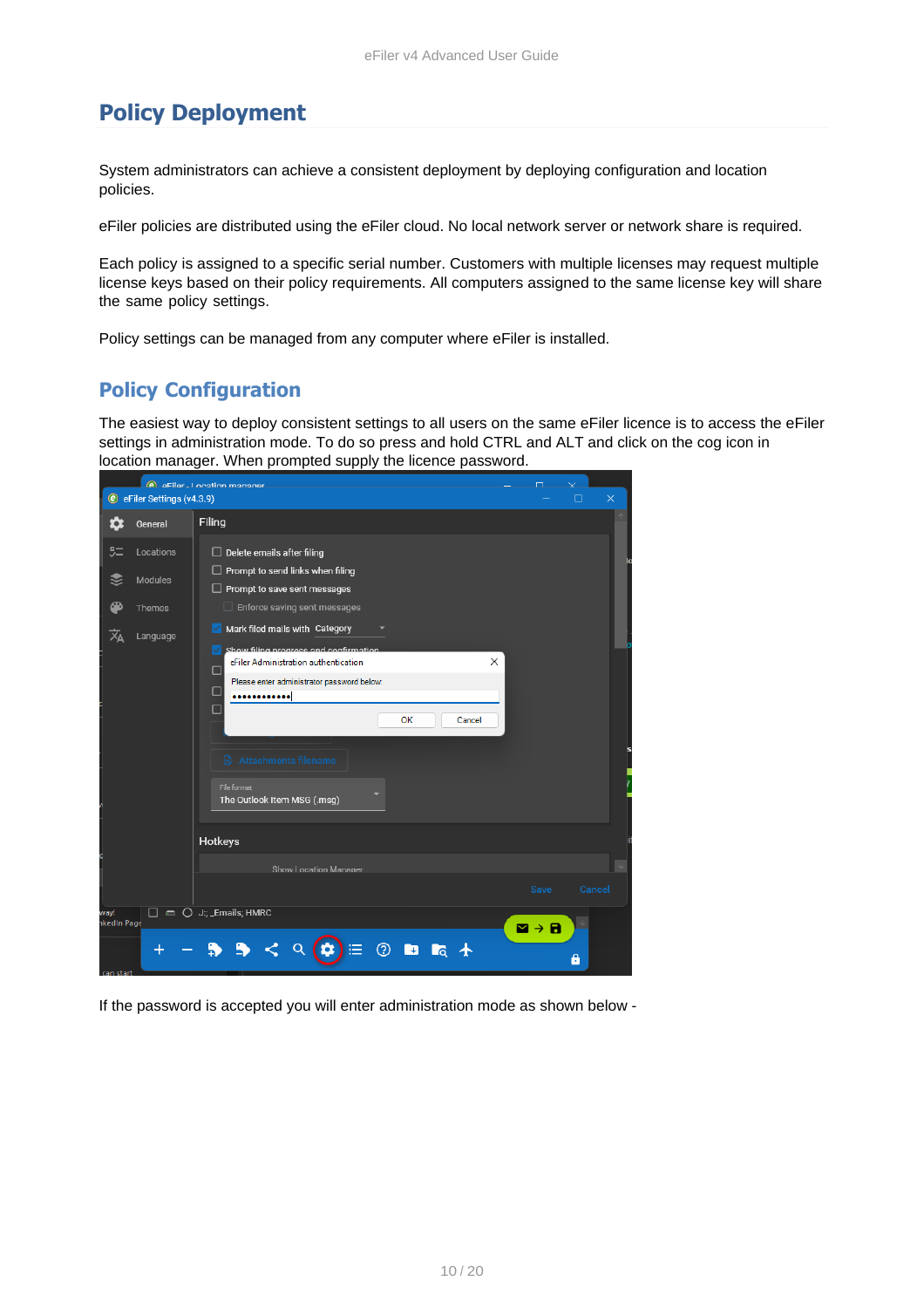# Policy Deployment

System administrators can achieve a consistent deployment by deploying configuration and location policies.

eFiler policies are distributed using the eFiler cloud. No local network server or network share is required.

Each policy is assigned to a specific serial number. Customers with multiple licenses may request multiple license keys based on their policy requirements. All computers assigned to the same license key will share the same policy settings.

Policy settings can be managed from any computer where eFiler is installed.

## Policy Configuration

The easiest way to deploy consistent settings to all users on the same eFiler licence is to access the eFiler settings in administration mode. To do so press and hold CTRL and ALT and click on the cog icon in location manager. When prompted supply the licence password.

If the password is accepted you will enter administration mode as shown below -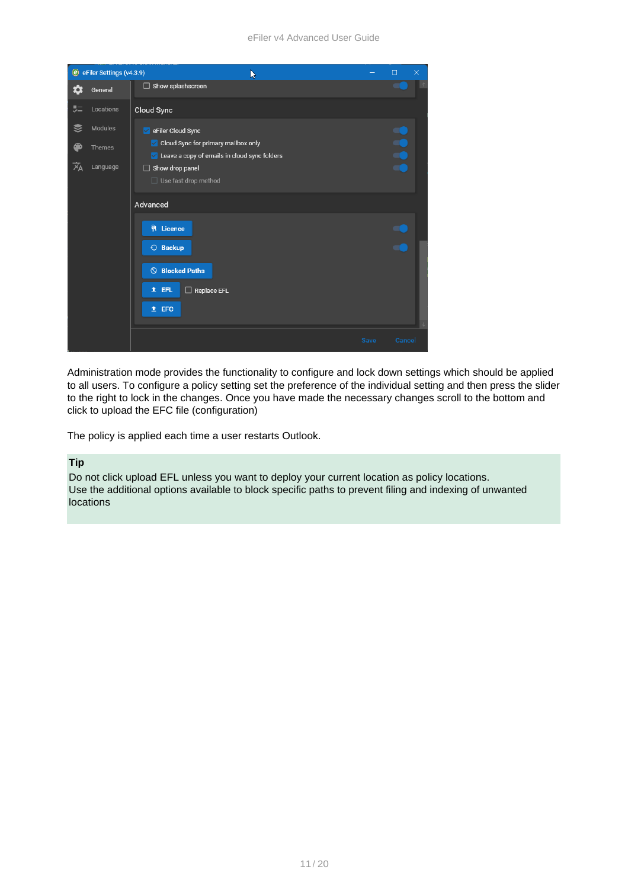Administration mode provides the functionality to configure and lock down settings which should be applied to all users. To configure a policy setting set the preference of the individual setting and then press the slider to the right to lock in the changes. Once you have made the necessary changes scroll to the bottom and click to upload the EFC file (configuration)

The policy is applied each time a user restarts Outlook.

**Tip**

Do not click upload EFL unless you want to deploy your current location as policy locations.
Use the additional options available to block specific paths to prevent filing and indexing of unwanted locations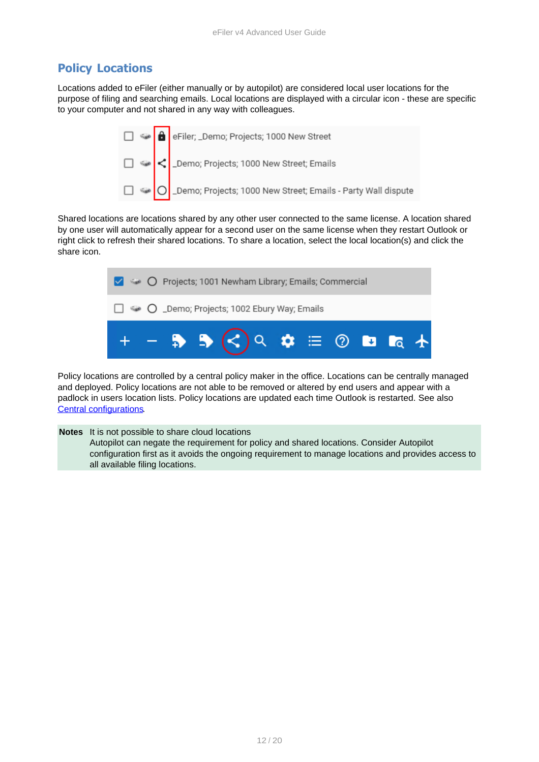## Policy Locations

Locations added to eFiler (either manually or by autopilot) are considered local user locations for the purpose of filing and searching emails. Local locations are displayed with a circular icon - these are specific to your computer and not shared in any way with colleagues.

Shared locations are locations shared by any other user connected to the same license. A location shared by one user will automatically appear for a second user on the same license when they restart Outlook or right click to refresh their shared locations. To share a location, select the local location(s) and click the share icon.

Policy locations are controlled by a central policy maker in the office. Locations can be centrally managed and deployed. Policy locations are not able to be removed or altered by end users and appear with a padlock in users location lists. Policy locations are updated each time Outlook is restarted. See also [Central configurations](#).

| **Notes** | It is not possible to share cloud locations<br>Autopilot can negate the requirement for policy and shared locations. Consider Autopilot configuration first as it avoids the ongoing requirement to manage locations and provides access to all available filing locations. |
|---|---|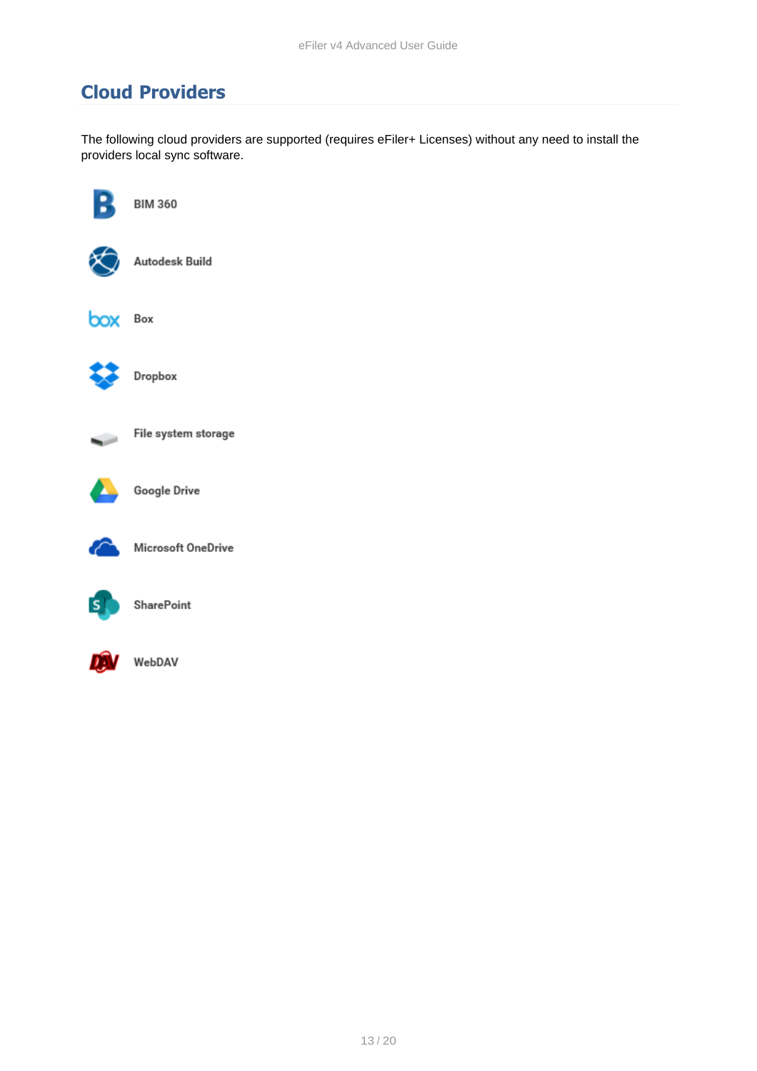## Cloud Providers

The following cloud providers are supported (requires eFiler+ Licenses) without any need to install the providers local sync software.

- BIM 360
- Autodesk Build
- Box
- Dropbox
- File system storage
- Google Drive
- Microsoft OneDrive
- SharePoint
- WebDAV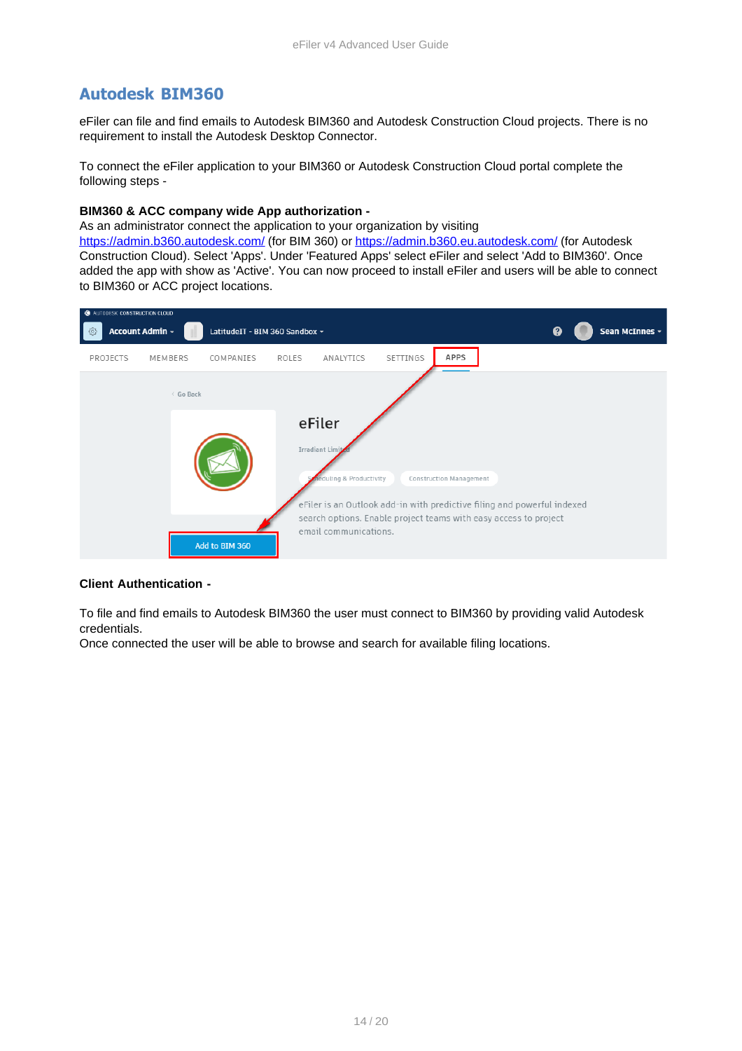## Autodesk BIM360

eFiler can file and find emails to Autodesk BIM360 and Autodesk Construction Cloud projects. There is no requirement to install the Autodesk Desktop Connector.

To connect the eFiler application to your BIM360 or Autodesk Construction Cloud portal complete the following steps -

**BIM360 & ACC company wide App authorization -**
As an administrator connect the application to your organization by visiting https://admin.b360.autodesk.com/ (for BIM 360) or https://admin.b360.eu.autodesk.com/ (for Autodesk Construction Cloud). Select 'Apps'. Under 'Featured Apps' select eFiler and select 'Add to BIM360'. Once added the app with show as 'Active'. You can now proceed to install eFiler and users will be able to connect to BIM360 or ACC project locations.

**Client Authentication -**

To file and find emails to Autodesk BIM360 the user must connect to BIM360 by providing valid Autodesk credentials.
Once connected the user will be able to browse and search for available filing locations.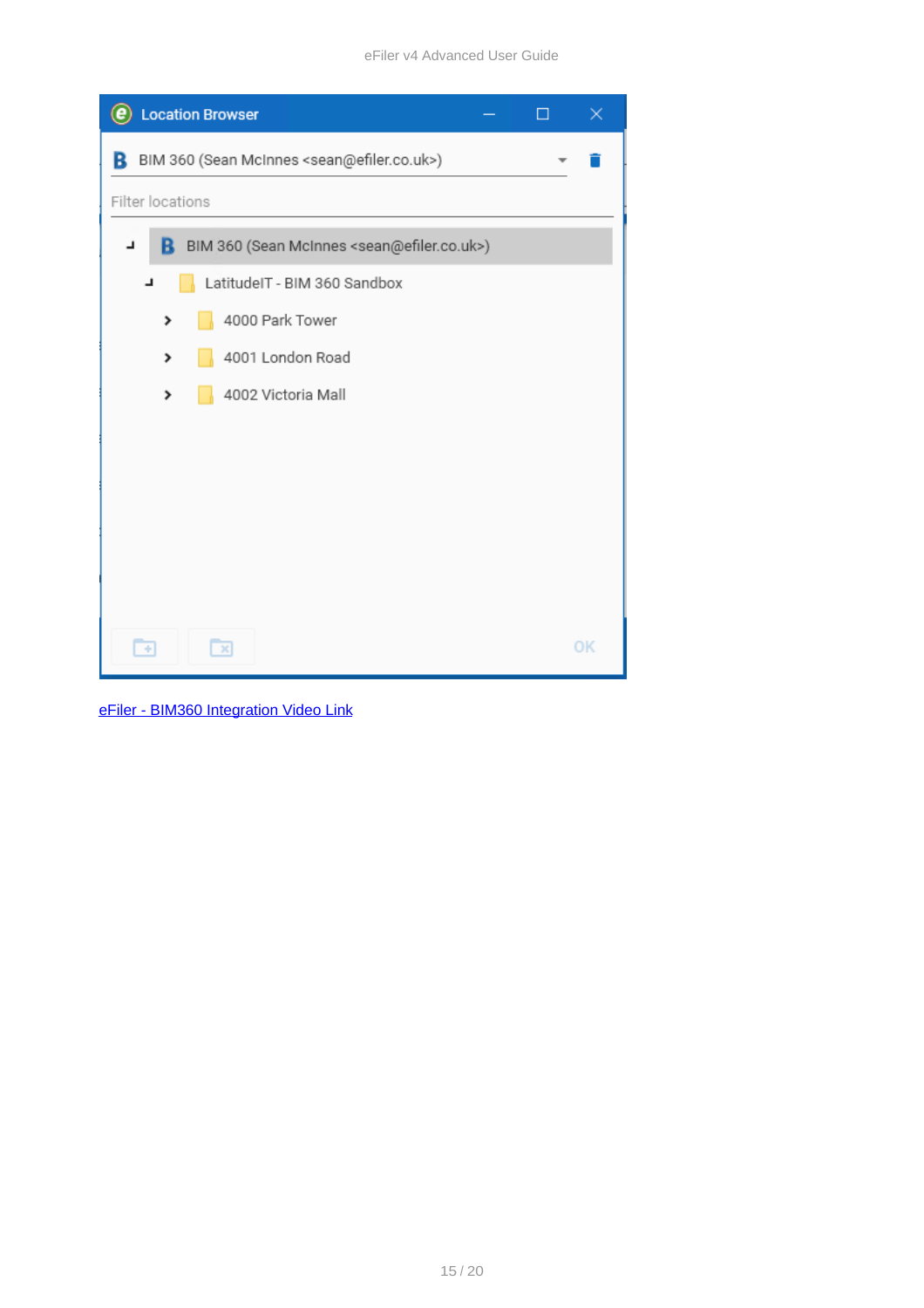[eFiler - BIM360 Integration Video Link]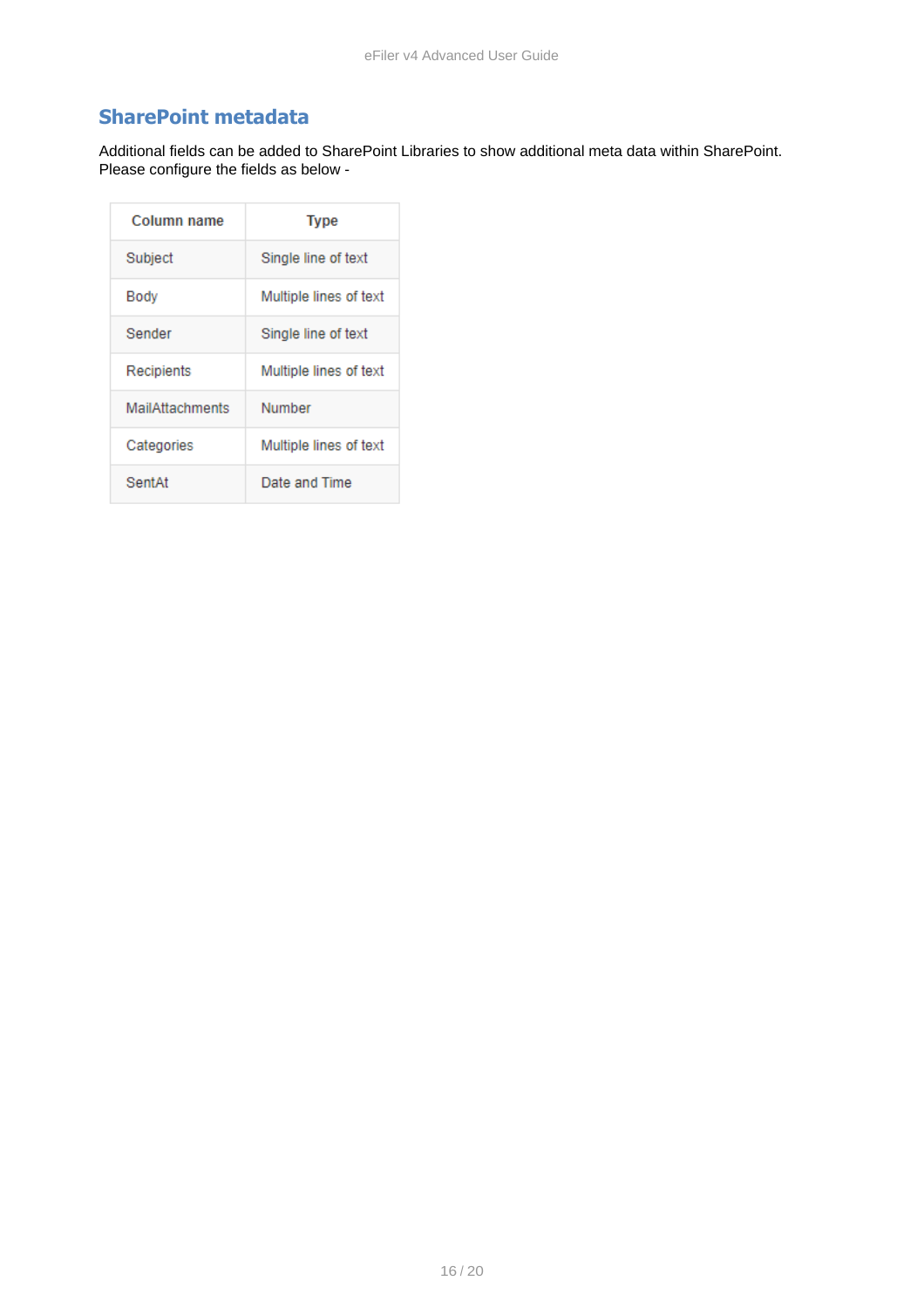## SharePoint metadata

Additional fields can be added to SharePoint Libraries to show additional meta data within SharePoint.
Please configure the fields as below -

| Column name | Type |
|---|---|
| Subject | Single line of text |
| Body | Multiple lines of text |
| Sender | Single line of text |
| Recipients | Multiple lines of text |
| MailAttachments | Number |
| Categories | Multiple lines of text |
| SentAt | Date and Time |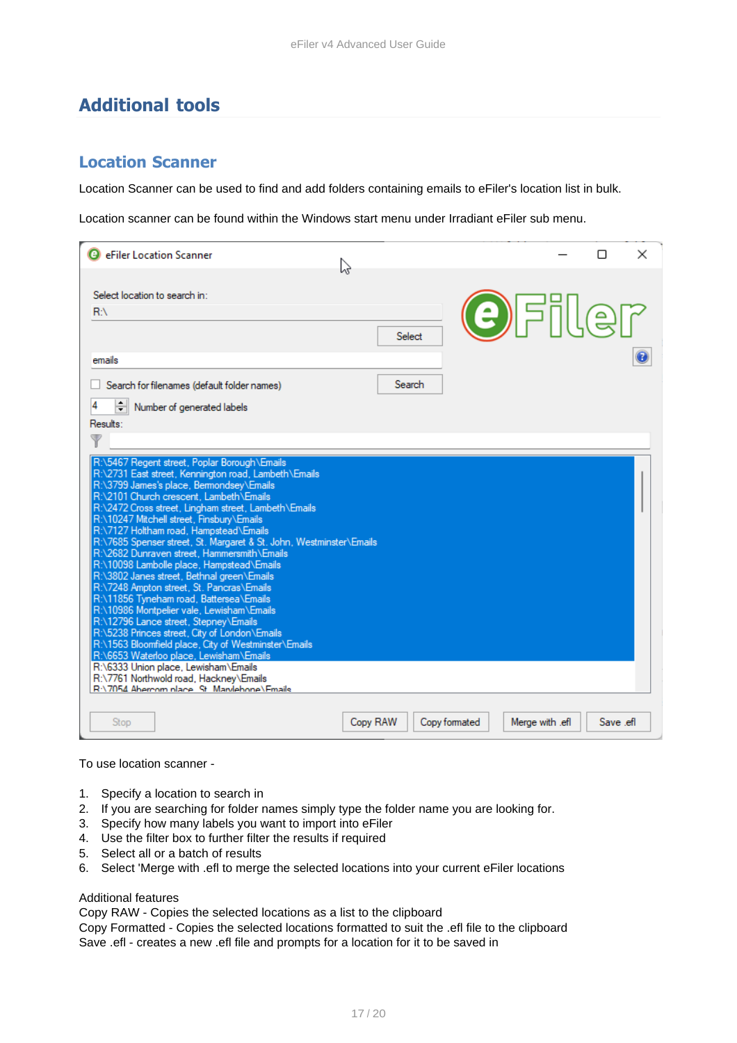# Additional tools

## Location Scanner

Location Scanner can be used to find and add folders containing emails to eFiler's location list in bulk.

Location scanner can be found within the Windows start menu under Irradiant eFiler sub menu.

To use location scanner -

1. Specify a location to search in
2. If you are searching for folder names simply type the folder name you are looking for.
3. Specify how many labels you want to import into eFiler
4. Use the filter box to further filter the results if required
5. Select all or a batch of results
6. Select 'Merge with .efl to merge the selected locations into your current eFiler locations

Additional features
Copy RAW - Copies the selected locations as a list to the clipboard
Copy Formatted - Copies the selected locations formatted to suit the .efl file to the clipboard
Save .efl - creates a new .efl file and prompts for a location for it to be saved in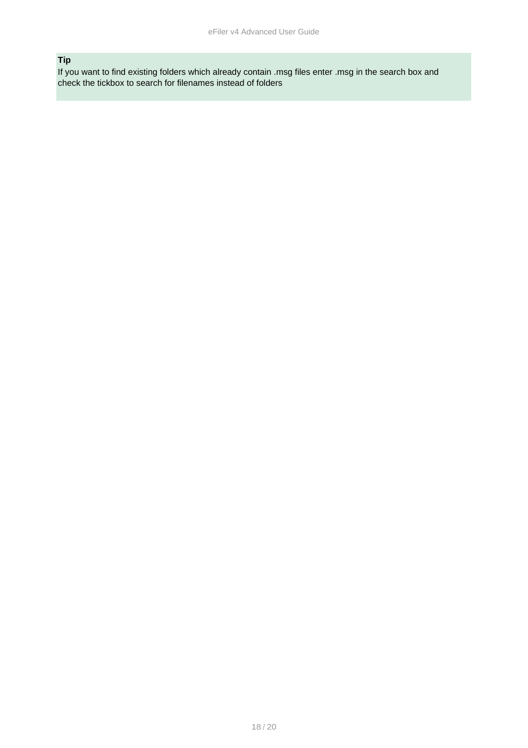**Tip**

If you want to find existing folders which already contain .msg files enter .msg in the search box and check the tickbox to search for filenames instead of folders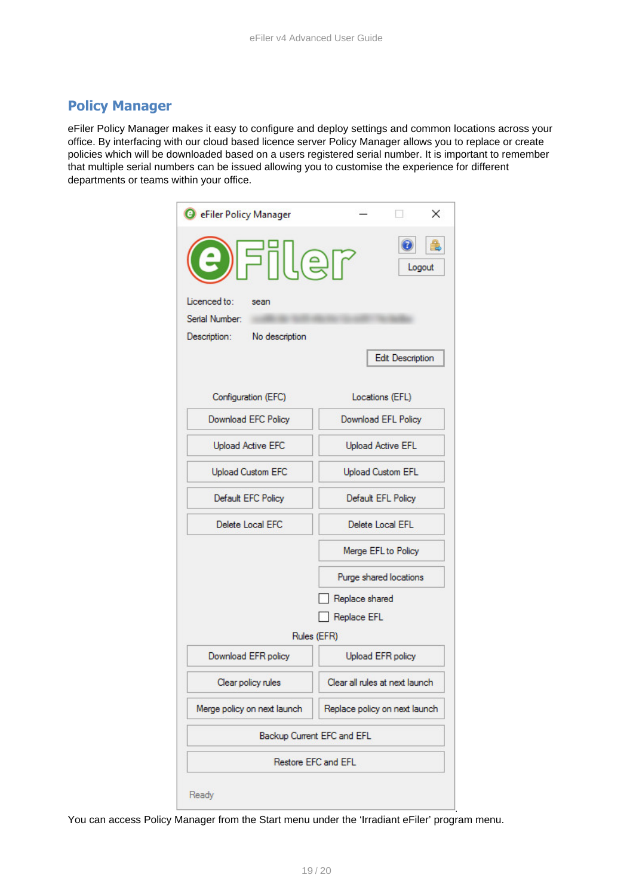## Policy Manager

eFiler Policy Manager makes it easy to configure and deploy settings and common locations across your office. By interfacing with our cloud based licence server Policy Manager allows you to replace or create policies which will be downloaded based on a users registered serial number. It is important to remember that multiple serial numbers can be issued allowing you to customise the experience for different departments or teams within your office.

You can access Policy Manager from the Start menu under the 'Irradiant eFiler' program menu.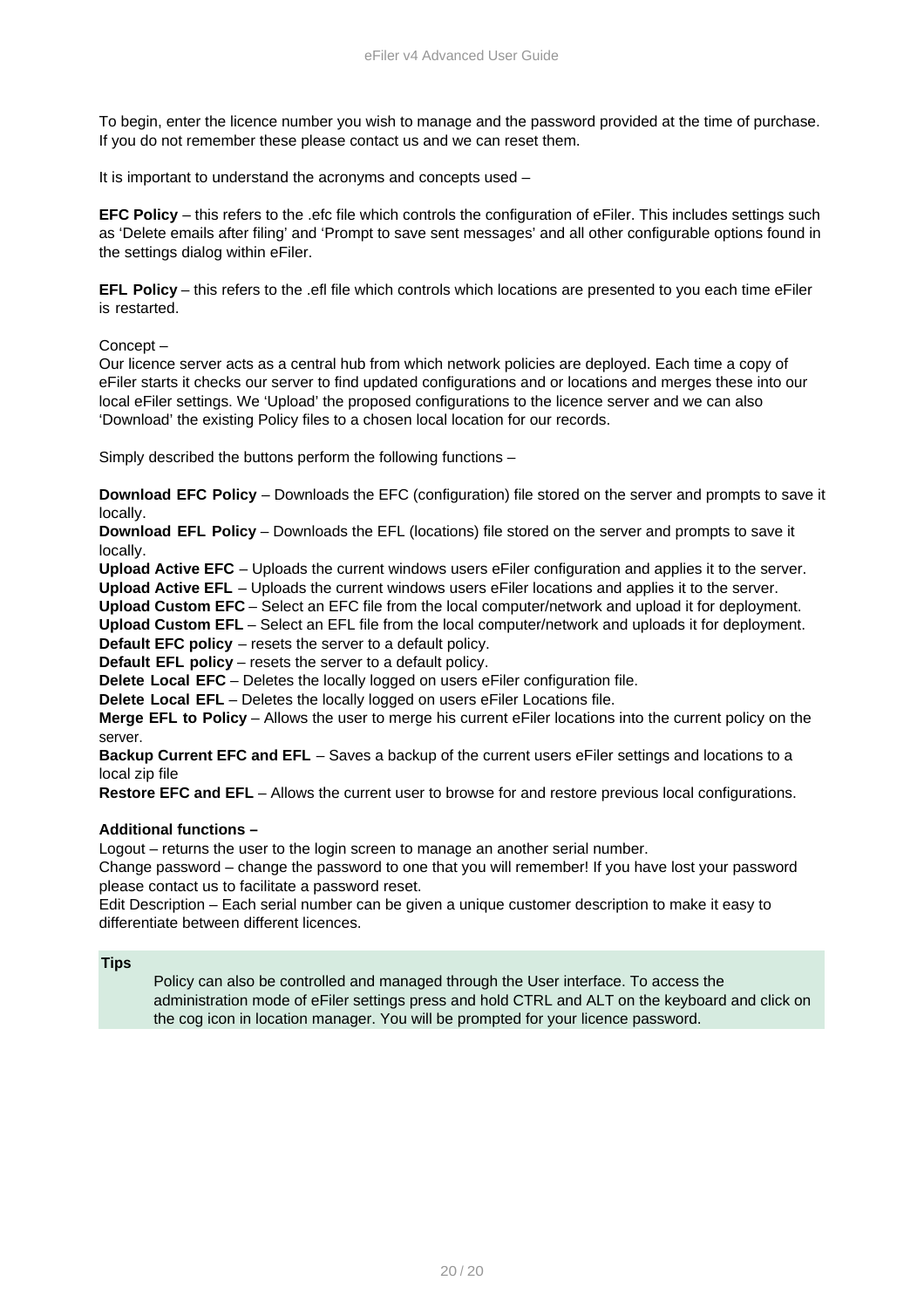To begin, enter the licence number you wish to manage and the password provided at the time of purchase. If you do not remember these please contact us and we can reset them.

It is important to understand the acronyms and concepts used –

**EFC Policy** – this refers to the .efc file which controls the configuration of eFiler. This includes settings such as 'Delete emails after filing' and 'Prompt to save sent messages' and all other configurable options found in the settings dialog within eFiler.

**EFL Policy** – this refers to the .efl file which controls which locations are presented to you each time eFiler is restarted.

Concept –
Our licence server acts as a central hub from which network policies are deployed. Each time a copy of eFiler starts it checks our server to find updated configurations and or locations and merges these into our local eFiler settings. We 'Upload' the proposed configurations to the licence server and we can also 'Download' the existing Policy files to a chosen local location for our records.

Simply described the buttons perform the following functions –

**Download EFC Policy** – Downloads the EFC (configuration) file stored on the server and prompts to save it locally.
**Download EFL Policy** – Downloads the EFL (locations) file stored on the server and prompts to save it locally.
**Upload Active EFC** – Uploads the current windows users eFiler configuration and applies it to the server.
**Upload Active EFL** – Uploads the current windows users eFiler locations and applies it to the server.
**Upload Custom EFC** – Select an EFC file from the local computer/network and upload it for deployment.
**Upload Custom EFL** – Select an EFL file from the local computer/network and uploads it for deployment.
**Default EFC policy** – resets the server to a default policy.
**Default EFL policy** – resets the server to a default policy.
**Delete Local EFC** – Deletes the locally logged on users eFiler configuration file.
**Delete Local EFL** – Deletes the locally logged on users eFiler Locations file.
**Merge EFL to Policy** – Allows the user to merge his current eFiler locations into the current policy on the server.
**Backup Current EFC and EFL** – Saves a backup of the current users eFiler settings and locations to a local zip file
**Restore EFC and EFL** – Allows the current user to browse for and restore previous local configurations.

**Additional functions –**
Logout – returns the user to the login screen to manage an another serial number.
Change password – change the password to one that you will remember! If you have lost your password please contact us to facilitate a password reset.
Edit Description – Each serial number can be given a unique customer description to make it easy to differentiate between different licences.

**Tips**

Policy can also be controlled and managed through the User interface. To access the administration mode of eFiler settings press and hold CTRL and ALT on the keyboard and click on the cog icon in location manager. You will be prompted for your licence password.